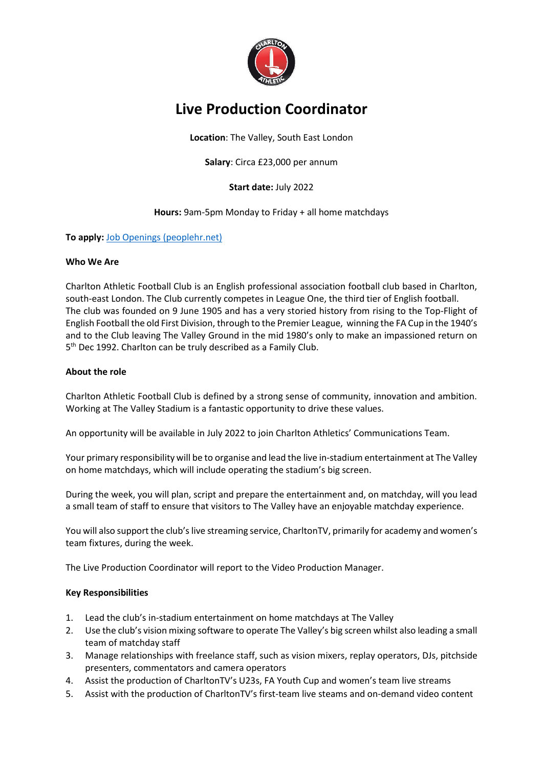# Live Production Coordinator

**Location**: The Valley, South East London

**Salary**: Circa £23,000 per annum

**Start date:** July 2022

**Hours:** 9am-5pm Monday to Friday + all home matchdays

**To apply:** [Job Openings (peoplehr.net)]

**Who We Are**

Charlton Athletic Football Club is an English professional association football club based in Charlton, south-east London. The Club currently competes in League One, the third tier of English football. The club was founded on 9 June 1905 and has a very storied history from rising to the Top-Flight of English Football the old First Division, through to the Premier League, winning the FA Cup in the 1940's and to the Club leaving The Valley Ground in the mid 1980's only to make an impassioned return on 5th Dec 1992. Charlton can be truly described as a Family Club.

**About the role**

Charlton Athletic Football Club is defined by a strong sense of community, innovation and ambition. Working at The Valley Stadium is a fantastic opportunity to drive these values.

An opportunity will be available in July 2022 to join Charlton Athletics' Communications Team.

Your primary responsibility will be to organise and lead the live in-stadium entertainment at The Valley on home matchdays, which will include operating the stadium's big screen.

During the week, you will plan, script and prepare the entertainment and, on matchday, will you lead a small team of staff to ensure that visitors to The Valley have an enjoyable matchday experience.

You will also support the club's live streaming service, CharltonTV, primarily for academy and women's team fixtures, during the week.

The Live Production Coordinator will report to the Video Production Manager.

**Key Responsibilities**

1. Lead the club's in-stadium entertainment on home matchdays at The Valley
2. Use the club's vision mixing software to operate The Valley's big screen whilst also leading a small team of matchday staff
3. Manage relationships with freelance staff, such as vision mixers, replay operators, DJs, pitchside presenters, commentators and camera operators
4. Assist the production of CharltonTV's U23s, FA Youth Cup and women's team live streams
5. Assist with the production of CharltonTV's first-team live steams and on-demand video content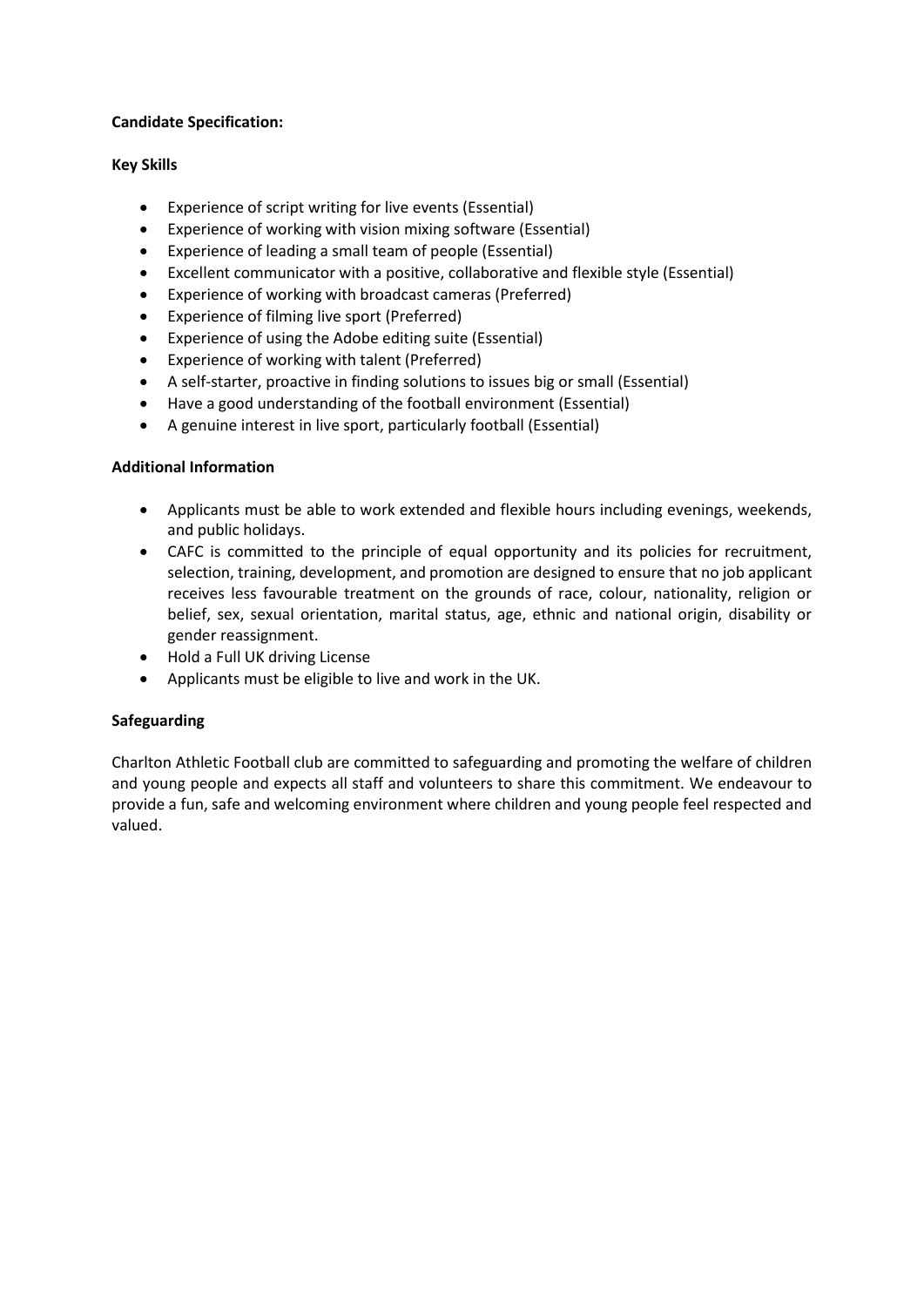**Candidate Specification:**

**Key Skills**

- Experience of script writing for live events (Essential)
- Experience of working with vision mixing software (Essential)
- Experience of leading a small team of people (Essential)
- Excellent communicator with a positive, collaborative and flexible style (Essential)
- Experience of working with broadcast cameras (Preferred)
- Experience of filming live sport (Preferred)
- Experience of using the Adobe editing suite (Essential)
- Experience of working with talent (Preferred)
- A self-starter, proactive in finding solutions to issues big or small (Essential)
- Have a good understanding of the football environment (Essential)
- A genuine interest in live sport, particularly football (Essential)

**Additional Information**

- Applicants must be able to work extended and flexible hours including evenings, weekends, and public holidays.
- CAFC is committed to the principle of equal opportunity and its policies for recruitment, selection, training, development, and promotion are designed to ensure that no job applicant receives less favourable treatment on the grounds of race, colour, nationality, religion or belief, sex, sexual orientation, marital status, age, ethnic and national origin, disability or gender reassignment.
- Hold a Full UK driving License
- Applicants must be eligible to live and work in the UK.

**Safeguarding**

Charlton Athletic Football club are committed to safeguarding and promoting the welfare of children and young people and expects all staff and volunteers to share this commitment. We endeavour to provide a fun, safe and welcoming environment where children and young people feel respected and valued.